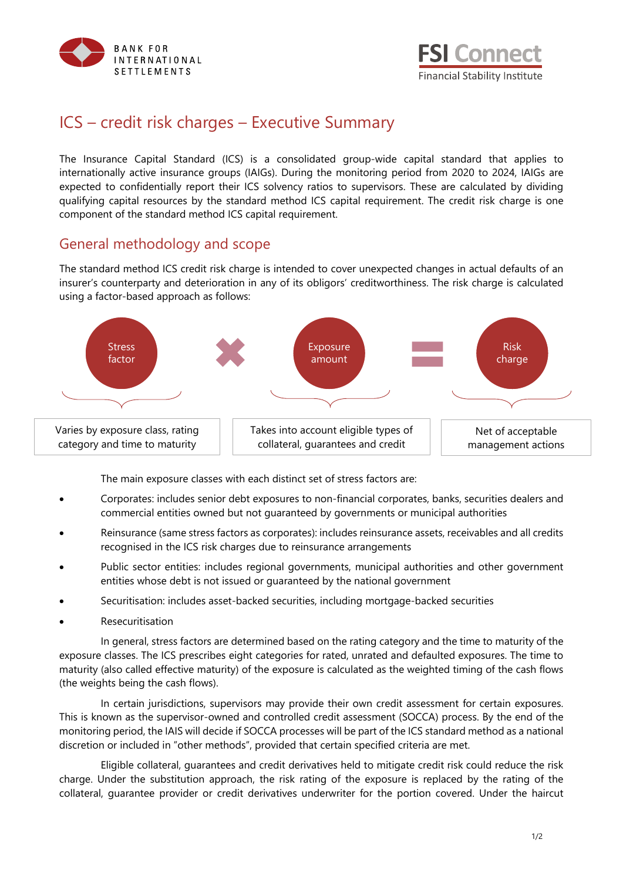# ICS – credit risk charges – Executive Summary

The Insurance Capital Standard (ICS) is a consolidated group-wide capital standard that applies to internationally active insurance groups (IAIGs). During the monitoring period from 2020 to 2024, IAIGs are expected to confidentially report their ICS solvency ratios to supervisors. These are calculated by dividing qualifying capital resources by the standard method ICS capital requirement. The credit risk charge is one component of the standard method ICS capital requirement.

## General methodology and scope

The standard method ICS credit risk charge is intended to cover unexpected changes in actual defaults of an insurer's counterparty and deterioration in any of its obligors' creditworthiness. The risk charge is calculated using a factor-based approach as follows:

Stress factor × Exposure amount = Risk charge

| Stress factor | Exposure amount | Risk charge |
|---|---|---|
| Varies by exposure class, rating category and time to maturity | Takes into account eligible types of collateral, guarantees and credit | Net of acceptable management actions |

The main exposure classes with each distinct set of stress factors are:

- Corporates: includes senior debt exposures to non-financial corporates, banks, securities dealers and commercial entities owned but not guaranteed by governments or municipal authorities
- Reinsurance (same stress factors as corporates): includes reinsurance assets, receivables and all credits recognised in the ICS risk charges due to reinsurance arrangements
- Public sector entities: includes regional governments, municipal authorities and other government entities whose debt is not issued or guaranteed by the national government
- Securitisation: includes asset-backed securities, including mortgage-backed securities
- Resecuritisation

In general, stress factors are determined based on the rating category and the time to maturity of the exposure classes. The ICS prescribes eight categories for rated, unrated and defaulted exposures. The time to maturity (also called effective maturity) of the exposure is calculated as the weighted timing of the cash flows (the weights being the cash flows).

In certain jurisdictions, supervisors may provide their own credit assessment for certain exposures. This is known as the supervisor-owned and controlled credit assessment (SOCCA) process. By the end of the monitoring period, the IAIS will decide if SOCCA processes will be part of the ICS standard method as a national discretion or included in "other methods", provided that certain specified criteria are met.

Eligible collateral, guarantees and credit derivatives held to mitigate credit risk could reduce the risk charge. Under the substitution approach, the risk rating of the exposure is replaced by the rating of the collateral, guarantee provider or credit derivatives underwriter for the portion covered. Under the haircut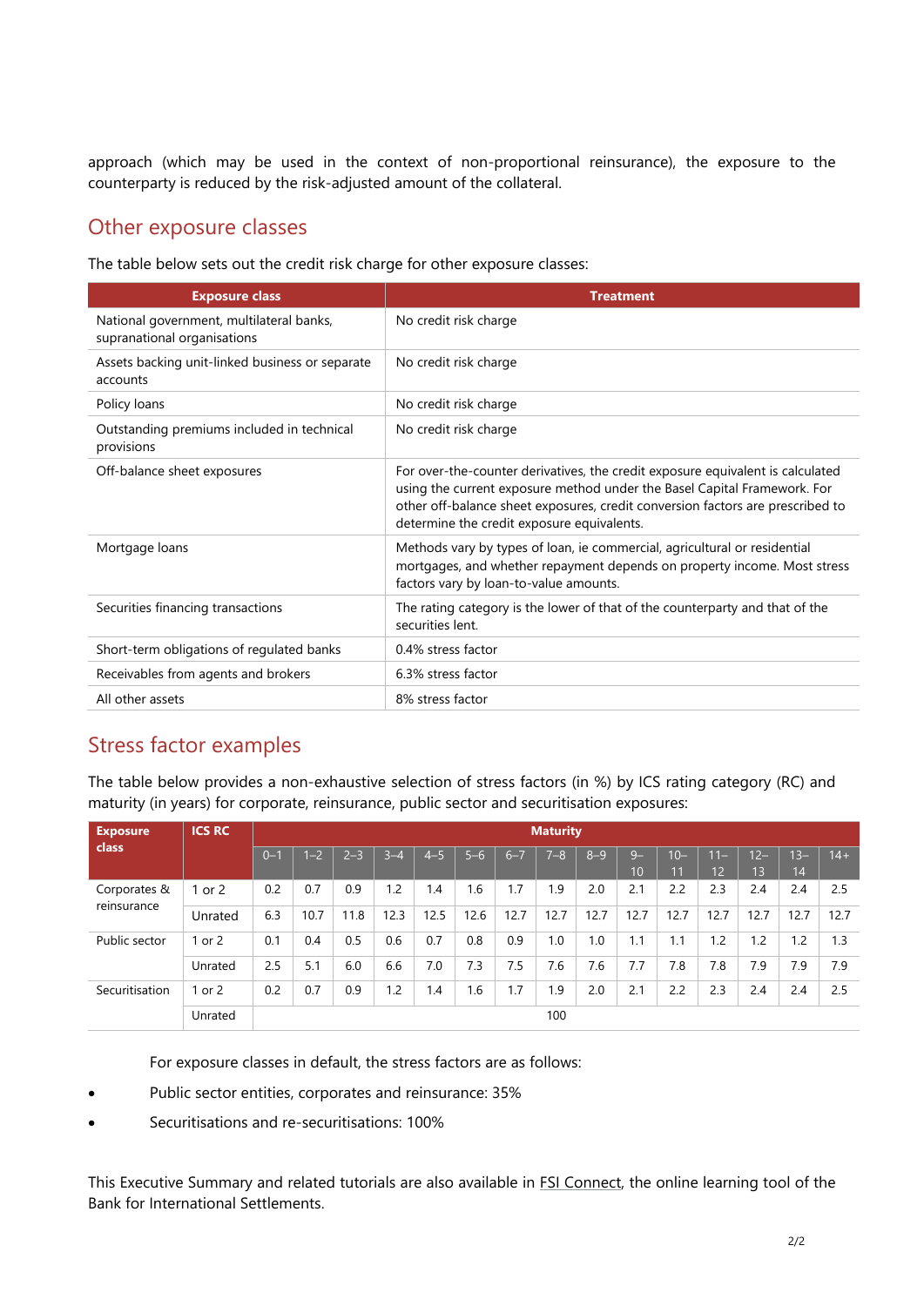approach (which may be used in the context of non-proportional reinsurance), the exposure to the counterparty is reduced by the risk-adjusted amount of the collateral.

## Other exposure classes

The table below sets out the credit risk charge for other exposure classes:

| Exposure class | Treatment |
|---|---|
| National government, multilateral banks, supranational organisations | No credit risk charge |
| Assets backing unit-linked business or separate accounts | No credit risk charge |
| Policy loans | No credit risk charge |
| Outstanding premiums included in technical provisions | No credit risk charge |
| Off-balance sheet exposures | For over-the-counter derivatives, the credit exposure equivalent is calculated using the current exposure method under the Basel Capital Framework. For other off-balance sheet exposures, credit conversion factors are prescribed to determine the credit exposure equivalents. |
| Mortgage loans | Methods vary by types of loan, ie commercial, agricultural or residential mortgages, and whether repayment depends on property income. Most stress factors vary by loan-to-value amounts. |
| Securities financing transactions | The rating category is the lower of that of the counterparty and that of the securities lent. |
| Short-term obligations of regulated banks | 0.4% stress factor |
| Receivables from agents and brokers | 6.3% stress factor |
| All other assets | 8% stress factor |

## Stress factor examples

The table below provides a non-exhaustive selection of stress factors (in %) by ICS rating category (RC) and maturity (in years) for corporate, reinsurance, public sector and securitisation exposures:

| Exposure class | ICS RC | Maturity | | | | | | | | | | | | | | |
|---|---|---|---|---|---|---|---|---|---|---|---|---|---|---|---|---|
| | | 0–1 | 1–2 | 2–3 | 3–4 | 4–5 | 5–6 | 6–7 | 7–8 | 8–9 | 9–10 | 10–11 | 11–12 | 12–13 | 13–14 | 14+ |
| Corporates & reinsurance | 1 or 2 | 0.2 | 0.7 | 0.9 | 1.2 | 1.4 | 1.6 | 1.7 | 1.9 | 2.0 | 2.1 | 2.2 | 2.3 | 2.4 | 2.4 | 2.5 |
| | Unrated | 6.3 | 10.7 | 11.8 | 12.3 | 12.5 | 12.6 | 12.7 | 12.7 | 12.7 | 12.7 | 12.7 | 12.7 | 12.7 | 12.7 | 12.7 |
| Public sector | 1 or 2 | 0.1 | 0.4 | 0.5 | 0.6 | 0.7 | 0.8 | 0.9 | 1.0 | 1.0 | 1.1 | 1.1 | 1.2 | 1.2 | 1.2 | 1.3 |
| | Unrated | 2.5 | 5.1 | 6.0 | 6.6 | 7.0 | 7.3 | 7.5 | 7.6 | 7.6 | 7.7 | 7.8 | 7.8 | 7.9 | 7.9 | 7.9 |
| Securitisation | 1 or 2 | 0.2 | 0.7 | 0.9 | 1.2 | 1.4 | 1.6 | 1.7 | 1.9 | 2.0 | 2.1 | 2.2 | 2.3 | 2.4 | 2.4 | 2.5 |
| | Unrated | 100 | | | | | | | | | | | | | | |

For exposure classes in default, the stress factors are as follows:

- Public sector entities, corporates and reinsurance: 35%
- Securitisations and re-securitisations: 100%

This Executive Summary and related tutorials are also available in FSI Connect, the online learning tool of the Bank for International Settlements.